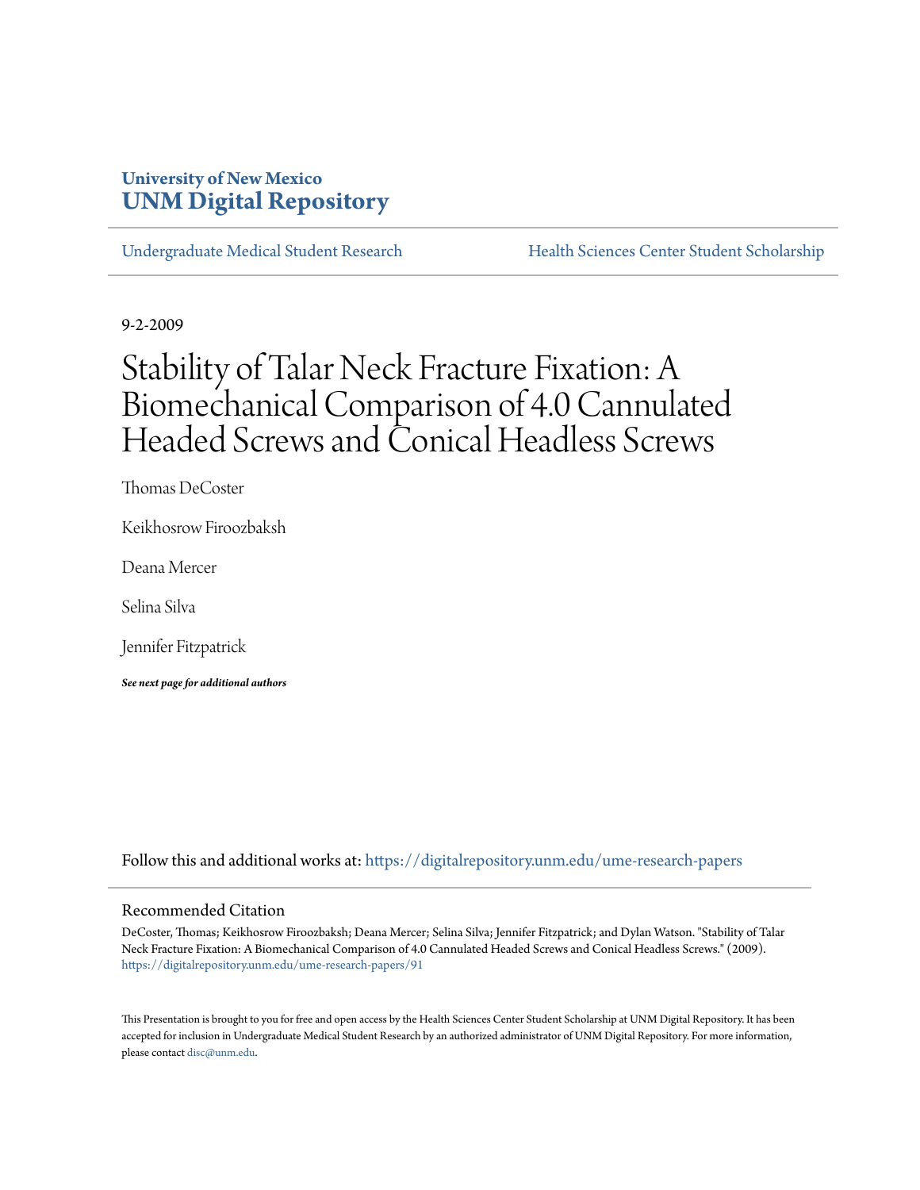University of New Mexico
**UNM Digital Repository**

Undergraduate Medical Student Research | Health Sciences Center Student Scholarship

9-2-2009

# Stability of Talar Neck Fracture Fixation: A Biomechanical Comparison of 4.0 Cannulated Headed Screws and Conical Headless Screws

Thomas DeCoster

Keikhosrow Firoozbaksh

Deana Mercer

Selina Silva

Jennifer Fitzpatrick

***See next page for additional authors***

Follow this and additional works at: https://digitalrepository.unm.edu/ume-research-papers

## Recommended Citation

DeCoster, Thomas; Keikhosrow Firoozbaksh; Deana Mercer; Selina Silva; Jennifer Fitzpatrick; and Dylan Watson. "Stability of Talar Neck Fracture Fixation: A Biomechanical Comparison of 4.0 Cannulated Headed Screws and Conical Headless Screws." (2009). https://digitalrepository.unm.edu/ume-research-papers/91

This Presentation is brought to you for free and open access by the Health Sciences Center Student Scholarship at UNM Digital Repository. It has been accepted for inclusion in Undergraduate Medical Student Research by an authorized administrator of UNM Digital Repository. For more information, please contact disc@unm.edu.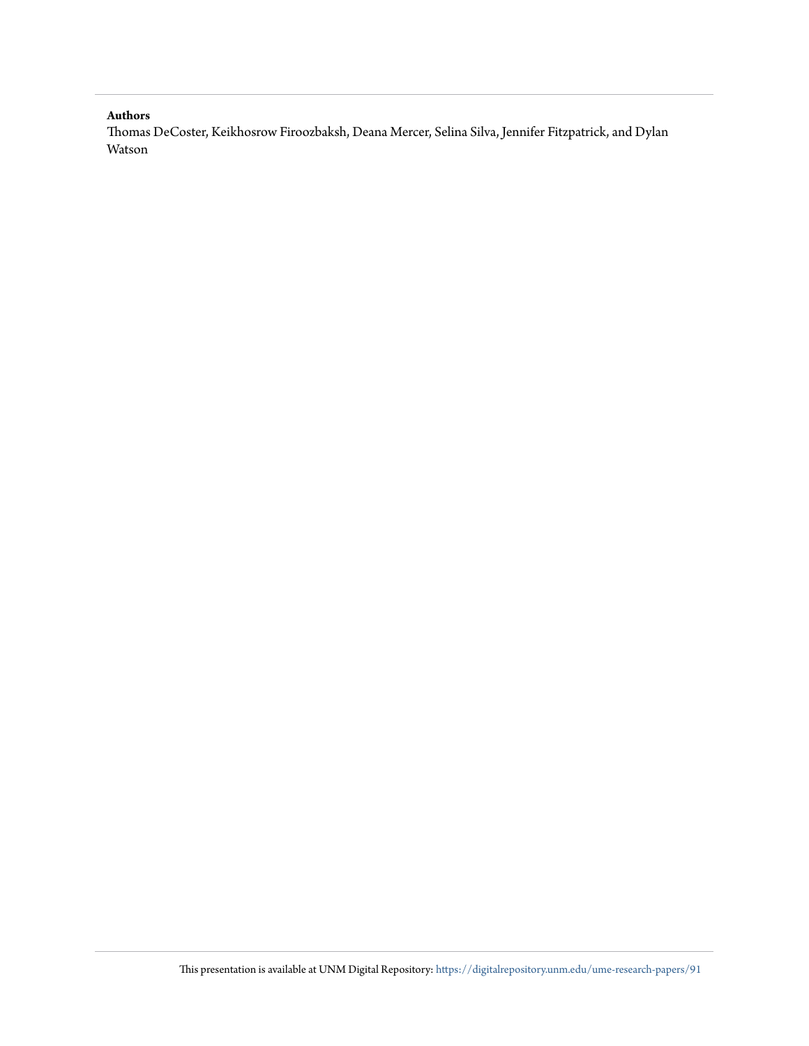**Authors**

Thomas DeCoster, Keikhosrow Firoozbaksh, Deana Mercer, Selina Silva, Jennifer Fitzpatrick, and Dylan Watson

This presentation is available at UNM Digital Repository: https://digitalrepository.unm.edu/ume-research-papers/91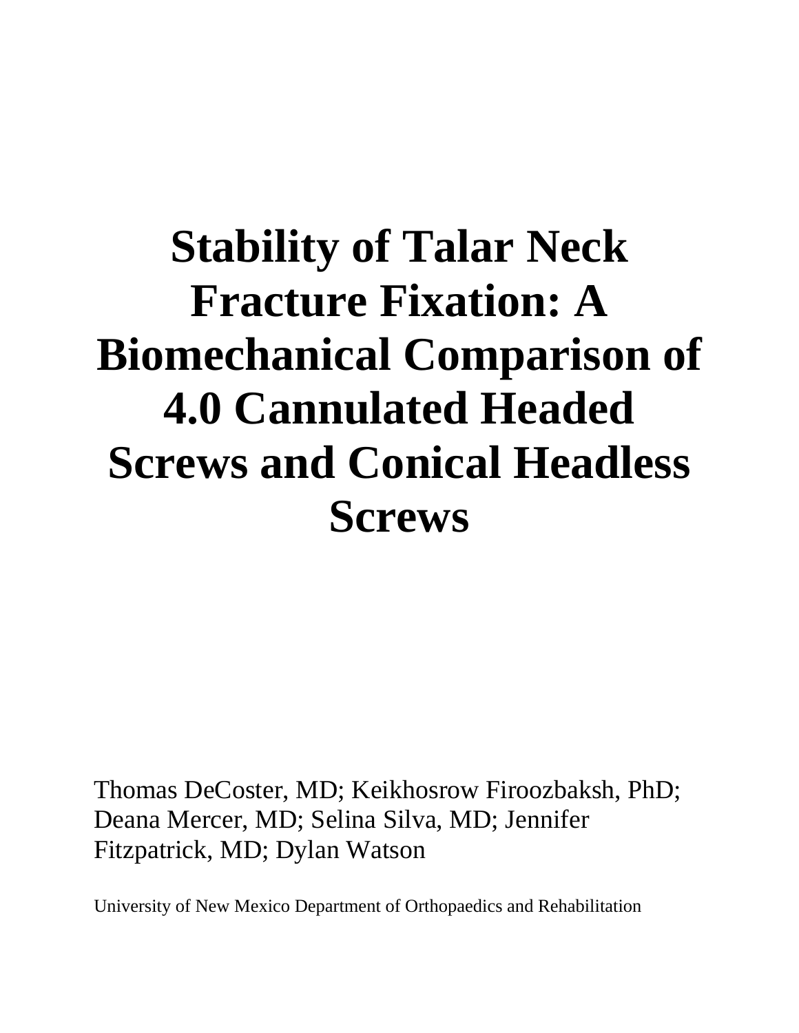# Stability of Talar Neck Fracture Fixation: A Biomechanical Comparison of 4.0 Cannulated Headed Screws and Conical Headless Screws

Thomas DeCoster, MD; Keikhosrow Firoozbaksh, PhD; Deana Mercer, MD; Selina Silva, MD; Jennifer Fitzpatrick, MD; Dylan Watson

University of New Mexico Department of Orthopaedics and Rehabilitation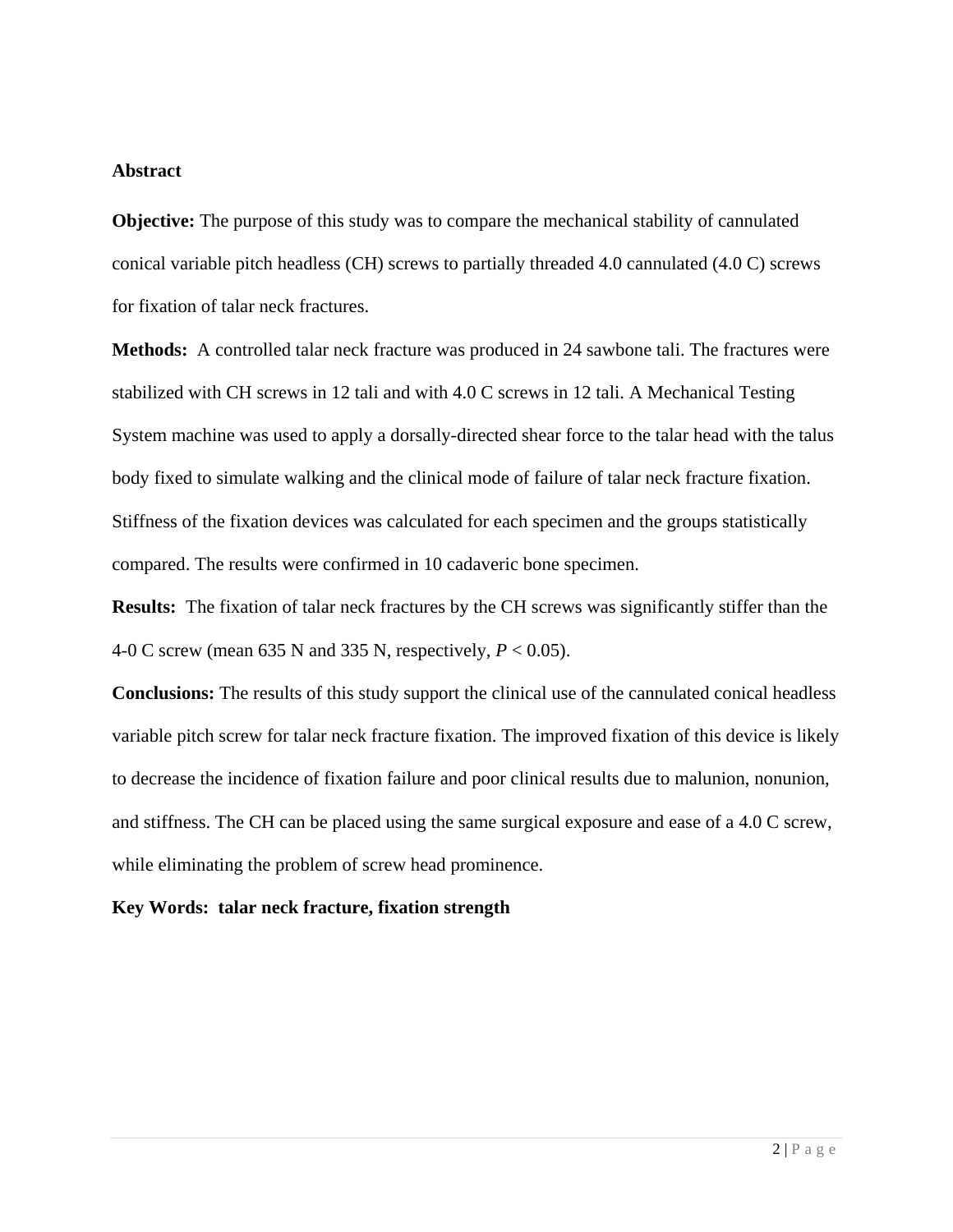## Abstract

**Objective:** The purpose of this study was to compare the mechanical stability of cannulated conical variable pitch headless (CH) screws to partially threaded 4.0 cannulated (4.0 C) screws for fixation of talar neck fractures.

**Methods:** A controlled talar neck fracture was produced in 24 sawbone tali. The fractures were stabilized with CH screws in 12 tali and with 4.0 C screws in 12 tali. A Mechanical Testing System machine was used to apply a dorsally-directed shear force to the talar head with the talus body fixed to simulate walking and the clinical mode of failure of talar neck fracture fixation. Stiffness of the fixation devices was calculated for each specimen and the groups statistically compared. The results were confirmed in 10 cadaveric bone specimen.

**Results:** The fixation of talar neck fractures by the CH screws was significantly stiffer than the 4-0 C screw (mean 635 N and 335 N, respectively, $P < 0.05$).

**Conclusions:** The results of this study support the clinical use of the cannulated conical headless variable pitch screw for talar neck fracture fixation. The improved fixation of this device is likely to decrease the incidence of fixation failure and poor clinical results due to malunion, nonunion, and stiffness. The CH can be placed using the same surgical exposure and ease of a 4.0 C screw, while eliminating the problem of screw head prominence.

**Key Words: talar neck fracture, fixation strength**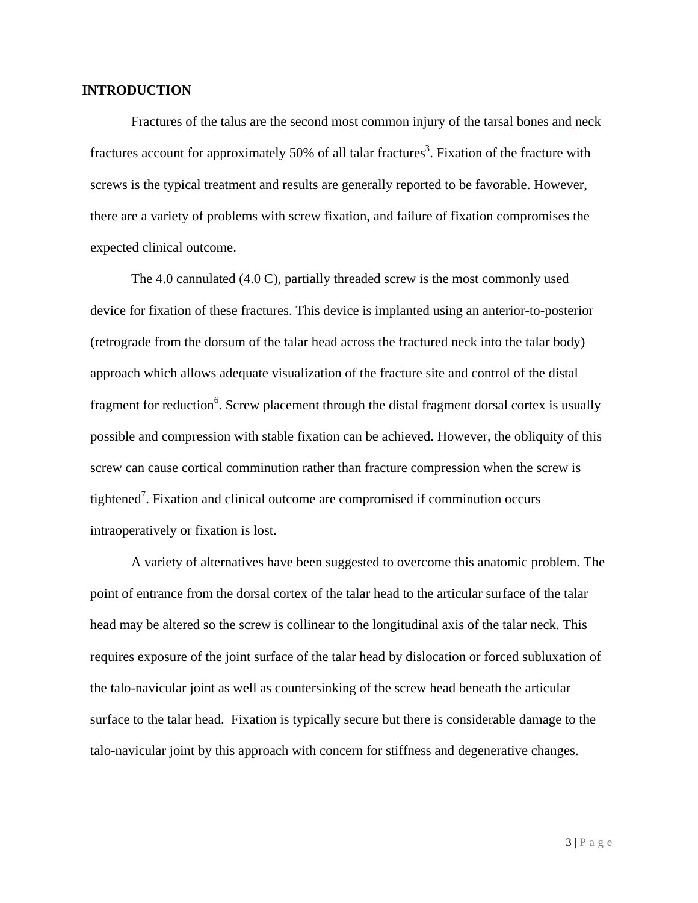## INTRODUCTION

Fractures of the talus are the second most common injury of the tarsal bones and neck fractures account for approximately 50% of all talar fractures[3]. Fixation of the fracture with screws is the typical treatment and results are generally reported to be favorable. However, there are a variety of problems with screw fixation, and failure of fixation compromises the expected clinical outcome.

The 4.0 cannulated (4.0 C), partially threaded screw is the most commonly used device for fixation of these fractures. This device is implanted using an anterior-to-posterior (retrograde from the dorsum of the talar head across the fractured neck into the talar body) approach which allows adequate visualization of the fracture site and control of the distal fragment for reduction[6]. Screw placement through the distal fragment dorsal cortex is usually possible and compression with stable fixation can be achieved. However, the obliquity of this screw can cause cortical comminution rather than fracture compression when the screw is tightened[7]. Fixation and clinical outcome are compromised if comminution occurs intraoperatively or fixation is lost.

A variety of alternatives have been suggested to overcome this anatomic problem. The point of entrance from the dorsal cortex of the talar head to the articular surface of the talar head may be altered so the screw is collinear to the longitudinal axis of the talar neck. This requires exposure of the joint surface of the talar head by dislocation or forced subluxation of the talo-navicular joint as well as countersinking of the screw head beneath the articular surface to the talar head. Fixation is typically secure but there is considerable damage to the talo-navicular joint by this approach with concern for stiffness and degenerative changes.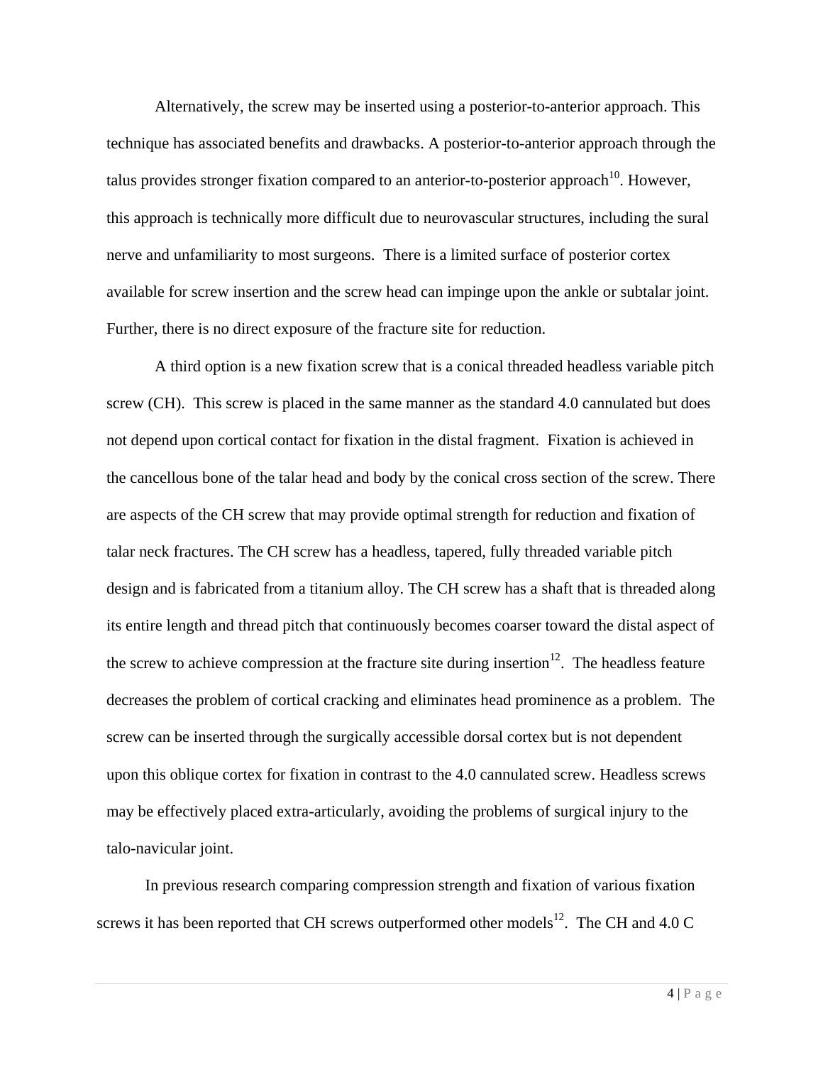Alternatively, the screw may be inserted using a posterior-to-anterior approach. This technique has associated benefits and drawbacks. A posterior-to-anterior approach through the talus provides stronger fixation compared to an anterior-to-posterior approach[10]. However, this approach is technically more difficult due to neurovascular structures, including the sural nerve and unfamiliarity to most surgeons. There is a limited surface of posterior cortex available for screw insertion and the screw head can impinge upon the ankle or subtalar joint. Further, there is no direct exposure of the fracture site for reduction.

A third option is a new fixation screw that is a conical threaded headless variable pitch screw (CH). This screw is placed in the same manner as the standard 4.0 cannulated but does not depend upon cortical contact for fixation in the distal fragment. Fixation is achieved in the cancellous bone of the talar head and body by the conical cross section of the screw. There are aspects of the CH screw that may provide optimal strength for reduction and fixation of talar neck fractures. The CH screw has a headless, tapered, fully threaded variable pitch design and is fabricated from a titanium alloy. The CH screw has a shaft that is threaded along its entire length and thread pitch that continuously becomes coarser toward the distal aspect of the screw to achieve compression at the fracture site during insertion[12]. The headless feature decreases the problem of cortical cracking and eliminates head prominence as a problem. The screw can be inserted through the surgically accessible dorsal cortex but is not dependent upon this oblique cortex for fixation in contrast to the 4.0 cannulated screw. Headless screws may be effectively placed extra-articularly, avoiding the problems of surgical injury to the talo-navicular joint.

In previous research comparing compression strength and fixation of various fixation screws it has been reported that CH screws outperformed other models[12]. The CH and 4.0 C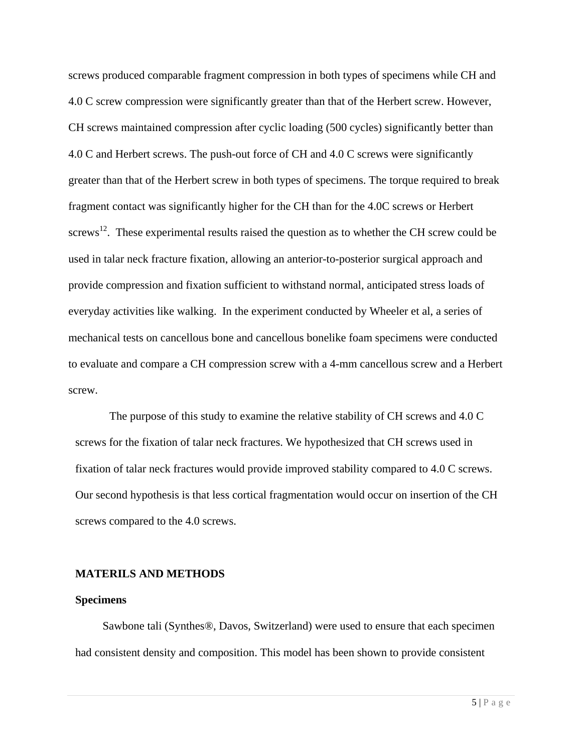screws produced comparable fragment compression in both types of specimens while CH and 4.0 C screw compression were significantly greater than that of the Herbert screw. However, CH screws maintained compression after cyclic loading (500 cycles) significantly better than 4.0 C and Herbert screws. The push-out force of CH and 4.0 C screws were significantly greater than that of the Herbert screw in both types of specimens. The torque required to break fragment contact was significantly higher for the CH than for the 4.0C screws or Herbert screws[12]. These experimental results raised the question as to whether the CH screw could be used in talar neck fracture fixation, allowing an anterior-to-posterior surgical approach and provide compression and fixation sufficient to withstand normal, anticipated stress loads of everyday activities like walking. In the experiment conducted by Wheeler et al, a series of mechanical tests on cancellous bone and cancellous bonelike foam specimens were conducted to evaluate and compare a CH compression screw with a 4-mm cancellous screw and a Herbert screw.

The purpose of this study to examine the relative stability of CH screws and 4.0 C screws for the fixation of talar neck fractures. We hypothesized that CH screws used in fixation of talar neck fractures would provide improved stability compared to 4.0 C screws. Our second hypothesis is that less cortical fragmentation would occur on insertion of the CH screws compared to the 4.0 screws.

## MATERILS AND METHODS

### Specimens

Sawbone tali (Synthes®, Davos, Switzerland) were used to ensure that each specimen had consistent density and composition. This model has been shown to provide consistent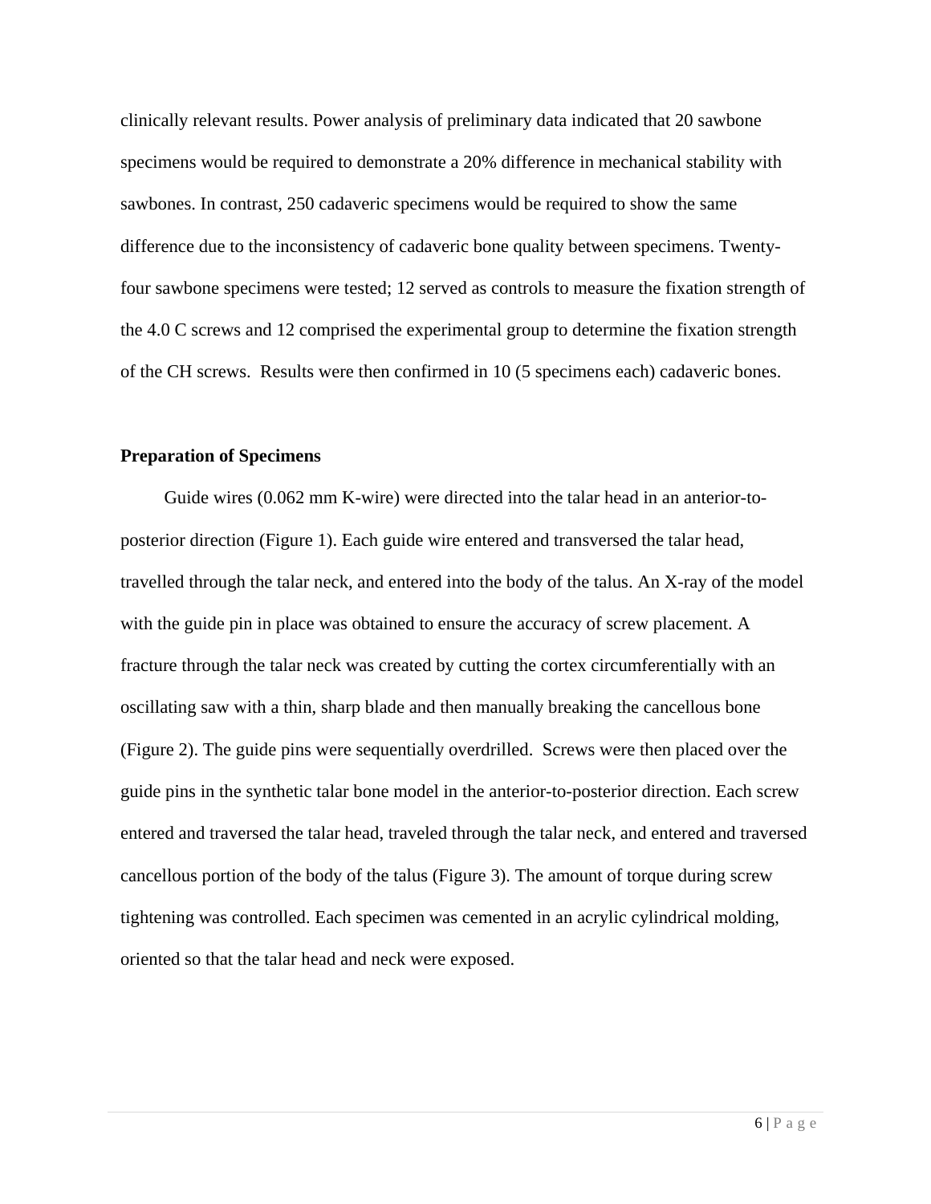clinically relevant results. Power analysis of preliminary data indicated that 20 sawbone specimens would be required to demonstrate a 20% difference in mechanical stability with sawbones. In contrast, 250 cadaveric specimens would be required to show the same difference due to the inconsistency of cadaveric bone quality between specimens. Twenty-four sawbone specimens were tested; 12 served as controls to measure the fixation strength of the 4.0 C screws and 12 comprised the experimental group to determine the fixation strength of the CH screws. Results were then confirmed in 10 (5 specimens each) cadaveric bones.

**Preparation of Specimens**

Guide wires (0.062 mm K-wire) were directed into the talar head in an anterior-to-posterior direction (Figure 1). Each guide wire entered and transversed the talar head, travelled through the talar neck, and entered into the body of the talus. An X-ray of the model with the guide pin in place was obtained to ensure the accuracy of screw placement. A fracture through the talar neck was created by cutting the cortex circumferentially with an oscillating saw with a thin, sharp blade and then manually breaking the cancellous bone (Figure 2). The guide pins were sequentially overdrilled. Screws were then placed over the guide pins in the synthetic talar bone model in the anterior-to-posterior direction. Each screw entered and traversed the talar head, traveled through the talar neck, and entered and traversed cancellous portion of the body of the talus (Figure 3). The amount of torque during screw tightening was controlled. Each specimen was cemented in an acrylic cylindrical molding, oriented so that the talar head and neck were exposed.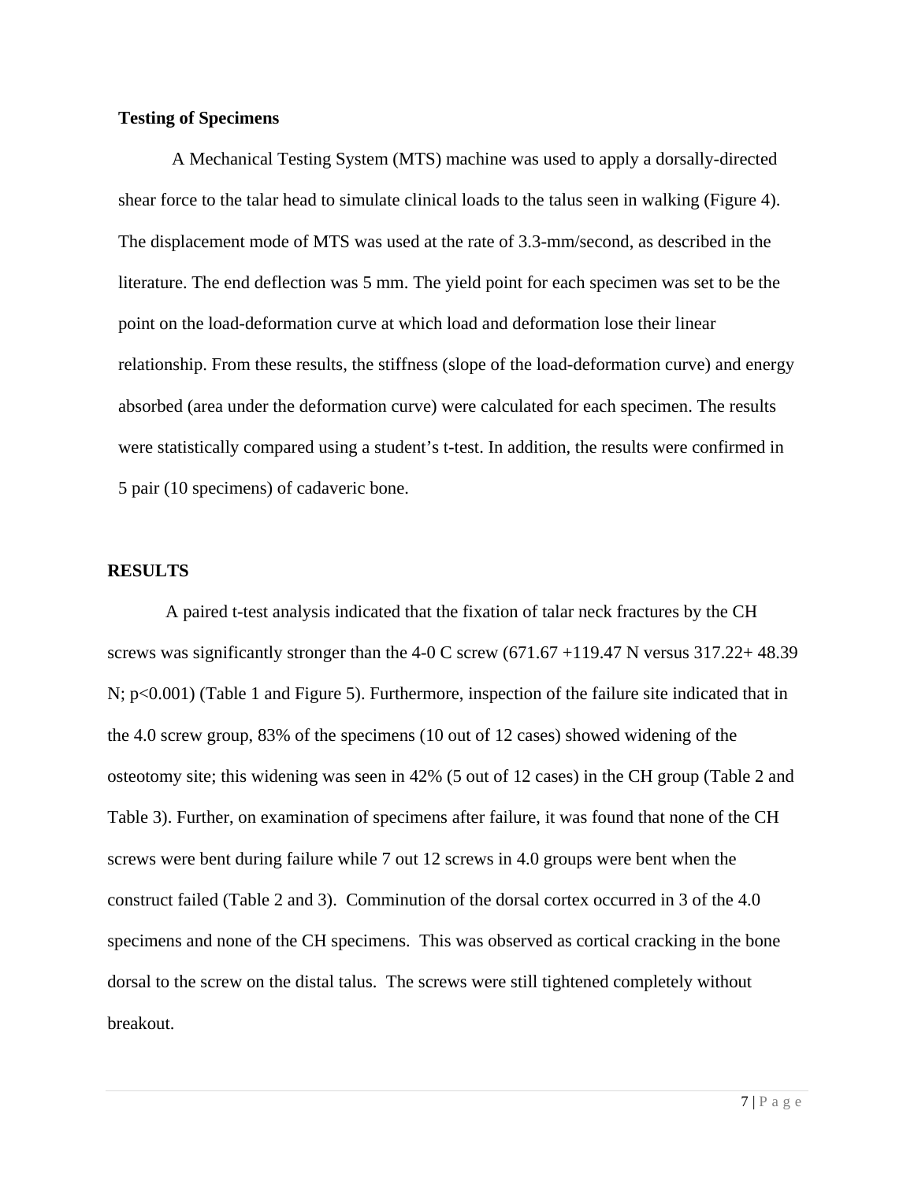**Testing of Specimens**

A Mechanical Testing System (MTS) machine was used to apply a dorsally-directed shear force to the talar head to simulate clinical loads to the talus seen in walking (Figure 4). The displacement mode of MTS was used at the rate of 3.3-mm/second, as described in the literature. The end deflection was 5 mm. The yield point for each specimen was set to be the point on the load-deformation curve at which load and deformation lose their linear relationship. From these results, the stiffness (slope of the load-deformation curve) and energy absorbed (area under the deformation curve) were calculated for each specimen. The results were statistically compared using a student's t-test. In addition, the results were confirmed in 5 pair (10 specimens) of cadaveric bone.

**RESULTS**

A paired t-test analysis indicated that the fixation of talar neck fractures by the CH screws was significantly stronger than the 4-0 C screw (671.67 +119.47 N versus 317.22+ 48.39 N; $p<0.001$) (Table 1 and Figure 5). Furthermore, inspection of the failure site indicated that in the 4.0 screw group, 83% of the specimens (10 out of 12 cases) showed widening of the osteotomy site; this widening was seen in 42% (5 out of 12 cases) in the CH group (Table 2 and Table 3). Further, on examination of specimens after failure, it was found that none of the CH screws were bent during failure while 7 out 12 screws in 4.0 groups were bent when the construct failed (Table 2 and 3). Comminution of the dorsal cortex occurred in 3 of the 4.0 specimens and none of the CH specimens. This was observed as cortical cracking in the bone dorsal to the screw on the distal talus. The screws were still tightened completely without breakout.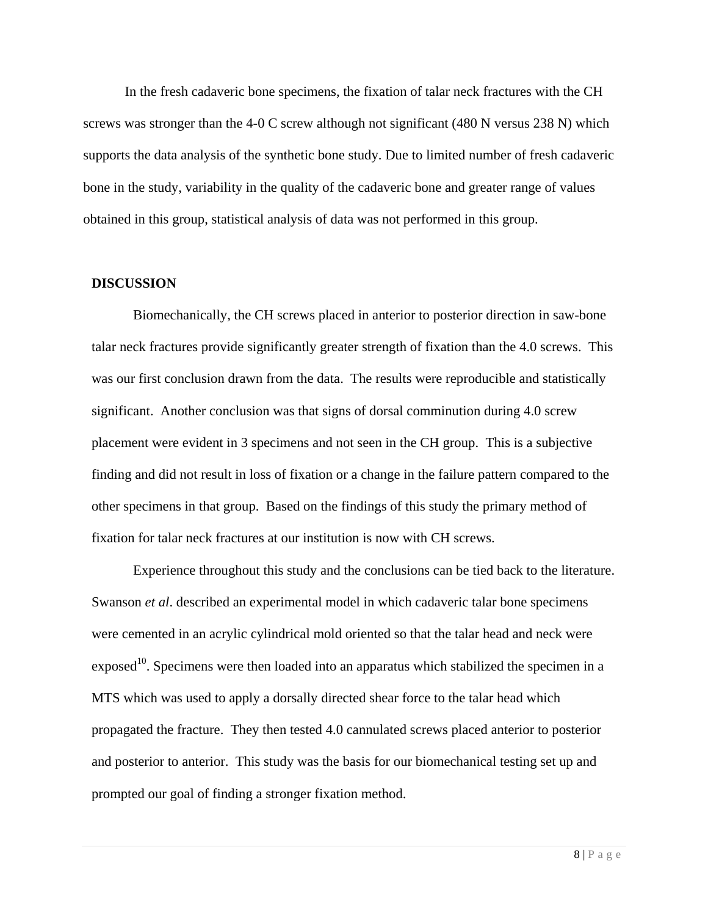In the fresh cadaveric bone specimens, the fixation of talar neck fractures with the CH screws was stronger than the 4-0 C screw although not significant (480 N versus 238 N) which supports the data analysis of the synthetic bone study. Due to limited number of fresh cadaveric bone in the study, variability in the quality of the cadaveric bone and greater range of values obtained in this group, statistical analysis of data was not performed in this group.

## DISCUSSION

Biomechanically, the CH screws placed in anterior to posterior direction in saw-bone talar neck fractures provide significantly greater strength of fixation than the 4.0 screws. This was our first conclusion drawn from the data. The results were reproducible and statistically significant. Another conclusion was that signs of dorsal comminution during 4.0 screw placement were evident in 3 specimens and not seen in the CH group. This is a subjective finding and did not result in loss of fixation or a change in the failure pattern compared to the other specimens in that group. Based on the findings of this study the primary method of fixation for talar neck fractures at our institution is now with CH screws.

Experience throughout this study and the conclusions can be tied back to the literature. Swanson *et al*. described an experimental model in which cadaveric talar bone specimens were cemented in an acrylic cylindrical mold oriented so that the talar head and neck were exposed[10]. Specimens were then loaded into an apparatus which stabilized the specimen in a MTS which was used to apply a dorsally directed shear force to the talar head which propagated the fracture. They then tested 4.0 cannulated screws placed anterior to posterior and posterior to anterior. This study was the basis for our biomechanical testing set up and prompted our goal of finding a stronger fixation method.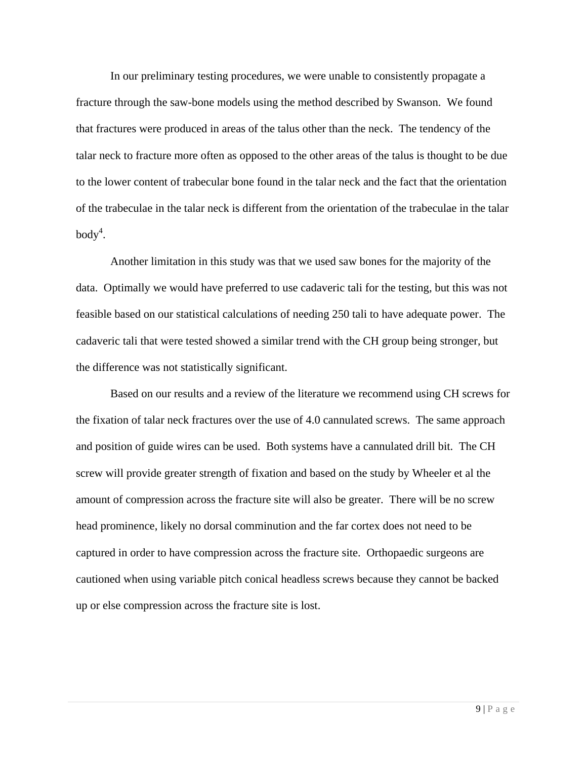In our preliminary testing procedures, we were unable to consistently propagate a fracture through the saw-bone models using the method described by Swanson. We found that fractures were produced in areas of the talus other than the neck. The tendency of the talar neck to fracture more often as opposed to the other areas of the talus is thought to be due to the lower content of trabecular bone found in the talar neck and the fact that the orientation of the trabeculae in the talar neck is different from the orientation of the trabeculae in the talar body[4].

Another limitation in this study was that we used saw bones for the majority of the data. Optimally we would have preferred to use cadaveric tali for the testing, but this was not feasible based on our statistical calculations of needing 250 tali to have adequate power. The cadaveric tali that were tested showed a similar trend with the CH group being stronger, but the difference was not statistically significant.

Based on our results and a review of the literature we recommend using CH screws for the fixation of talar neck fractures over the use of 4.0 cannulated screws. The same approach and position of guide wires can be used. Both systems have a cannulated drill bit. The CH screw will provide greater strength of fixation and based on the study by Wheeler et al the amount of compression across the fracture site will also be greater. There will be no screw head prominence, likely no dorsal comminution and the far cortex does not need to be captured in order to have compression across the fracture site. Orthopaedic surgeons are cautioned when using variable pitch conical headless screws because they cannot be backed up or else compression across the fracture site is lost.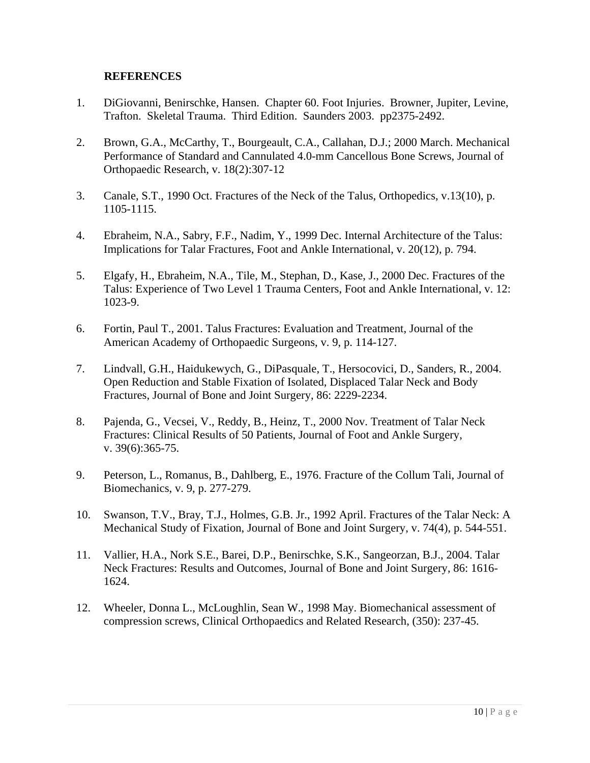## REFERENCES

1. DiGiovanni, Benirschke, Hansen. Chapter 60. Foot Injuries. Browner, Jupiter, Levine, Trafton. Skeletal Trauma. Third Edition. Saunders 2003. pp2375-2492.

2. Brown, G.A., McCarthy, T., Bourgeault, C.A., Callahan, D.J.; 2000 March. Mechanical Performance of Standard and Cannulated 4.0-mm Cancellous Bone Screws, Journal of Orthopaedic Research, v. 18(2):307-12

3. Canale, S.T., 1990 Oct. Fractures of the Neck of the Talus, Orthopedics, v.13(10), p. 1105-1115.

4. Ebraheim, N.A., Sabry, F.F., Nadim, Y., 1999 Dec. Internal Architecture of the Talus: Implications for Talar Fractures, Foot and Ankle International, v. 20(12), p. 794.

5. Elgafy, H., Ebraheim, N.A., Tile, M., Stephan, D., Kase, J., 2000 Dec. Fractures of the Talus: Experience of Two Level 1 Trauma Centers, Foot and Ankle International, v. 12: 1023-9.

6. Fortin, Paul T., 2001. Talus Fractures: Evaluation and Treatment, Journal of the American Academy of Orthopaedic Surgeons, v. 9, p. 114-127.

7. Lindvall, G.H., Haidukewych, G., DiPasquale, T., Hersocovici, D., Sanders, R., 2004. Open Reduction and Stable Fixation of Isolated, Displaced Talar Neck and Body Fractures, Journal of Bone and Joint Surgery, 86: 2229-2234.

8. Pajenda, G., Vecsei, V., Reddy, B., Heinz, T., 2000 Nov. Treatment of Talar Neck Fractures: Clinical Results of 50 Patients, Journal of Foot and Ankle Surgery, v. 39(6):365-75.

9. Peterson, L., Romanus, B., Dahlberg, E., 1976. Fracture of the Collum Tali, Journal of Biomechanics, v. 9, p. 277-279.

10. Swanson, T.V., Bray, T.J., Holmes, G.B. Jr., 1992 April. Fractures of the Talar Neck: A Mechanical Study of Fixation, Journal of Bone and Joint Surgery, v. 74(4), p. 544-551.

11. Vallier, H.A., Nork S.E., Barei, D.P., Benirschke, S.K., Sangeorzan, B.J., 2004. Talar Neck Fractures: Results and Outcomes, Journal of Bone and Joint Surgery, 86: 1616-1624.

12. Wheeler, Donna L., McLoughlin, Sean W., 1998 May. Biomechanical assessment of compression screws, Clinical Orthopaedics and Related Research, (350): 237-45.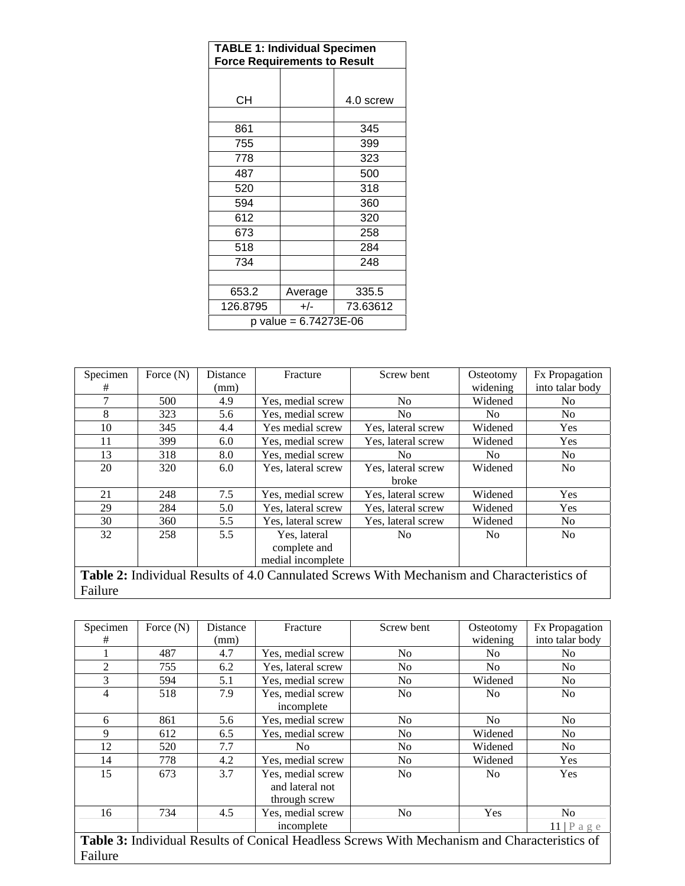| TABLE 1: Individual Specimen Force Requirements to Result | | |
|---|---|---|
| CH | | 4.0 screw |
| | | |
| 861 | | 345 |
| 755 | | 399 |
| 778 | | 323 |
| 487 | | 500 |
| 520 | | 318 |
| 594 | | 360 |
| 612 | | 320 |
| 673 | | 258 |
| 518 | | 284 |
| 734 | | 248 |
| | | |
| 653.2 | Average | 335.5 |
| 126.8795 | +/- | 73.63612 |
| p value = 6.74273E-06 | | |

| Specimen # | Force (N) | Distance (mm) | Fracture | Screw bent | Osteotomy widening | Fx Propagation into talar body |
|---|---|---|---|---|---|---|
| 7 | 500 | 4.9 | Yes, medial screw | No | Widened | No |
| 8 | 323 | 5.6 | Yes, medial screw | No | No | No |
| 10 | 345 | 4.4 | Yes medial screw | Yes, lateral screw | Widened | Yes |
| 11 | 399 | 6.0 | Yes, medial screw | Yes, lateral screw | Widened | Yes |
| 13 | 318 | 8.0 | Yes, medial screw | No | No | No |
| 20 | 320 | 6.0 | Yes, lateral screw | Yes, lateral screw broke | Widened | No |
| 21 | 248 | 7.5 | Yes, medial screw | Yes, lateral screw | Widened | Yes |
| 29 | 284 | 5.0 | Yes, lateral screw | Yes, lateral screw | Widened | Yes |
| 30 | 360 | 5.5 | Yes, lateral screw | Yes, lateral screw | Widened | No |
| 32 | 258 | 5.5 | Yes, lateral complete and medial incomplete | No | No | No |

**Table 2:** Individual Results of 4.0 Cannulated Screws With Mechanism and Characteristics of Failure

| Specimen # | Force (N) | Distance (mm) | Fracture | Screw bent | Osteotomy widening | Fx Propagation into talar body |
|---|---|---|---|---|---|---|
| 1 | 487 | 4.7 | Yes, medial screw | No | No | No |
| 2 | 755 | 6.2 | Yes, lateral screw | No | No | No |
| 3 | 594 | 5.1 | Yes, medial screw | No | Widened | No |
| 4 | 518 | 7.9 | Yes, medial screw incomplete | No | No | No |
| 6 | 861 | 5.6 | Yes, medial screw | No | No | No |
| 9 | 612 | 6.5 | Yes, medial screw | No | Widened | No |
| 12 | 520 | 7.7 | No | No | Widened | No |
| 14 | 778 | 4.2 | Yes, medial screw | No | Widened | Yes |
| 15 | 673 | 3.7 | Yes, medial screw and lateral not through screw | No | No | Yes |
| 16 | 734 | 4.5 | Yes, medial screw incomplete | No | Yes | No |

**Table 3:** Individual Results of Conical Headless Screws With Mechanism and Characteristics of Failure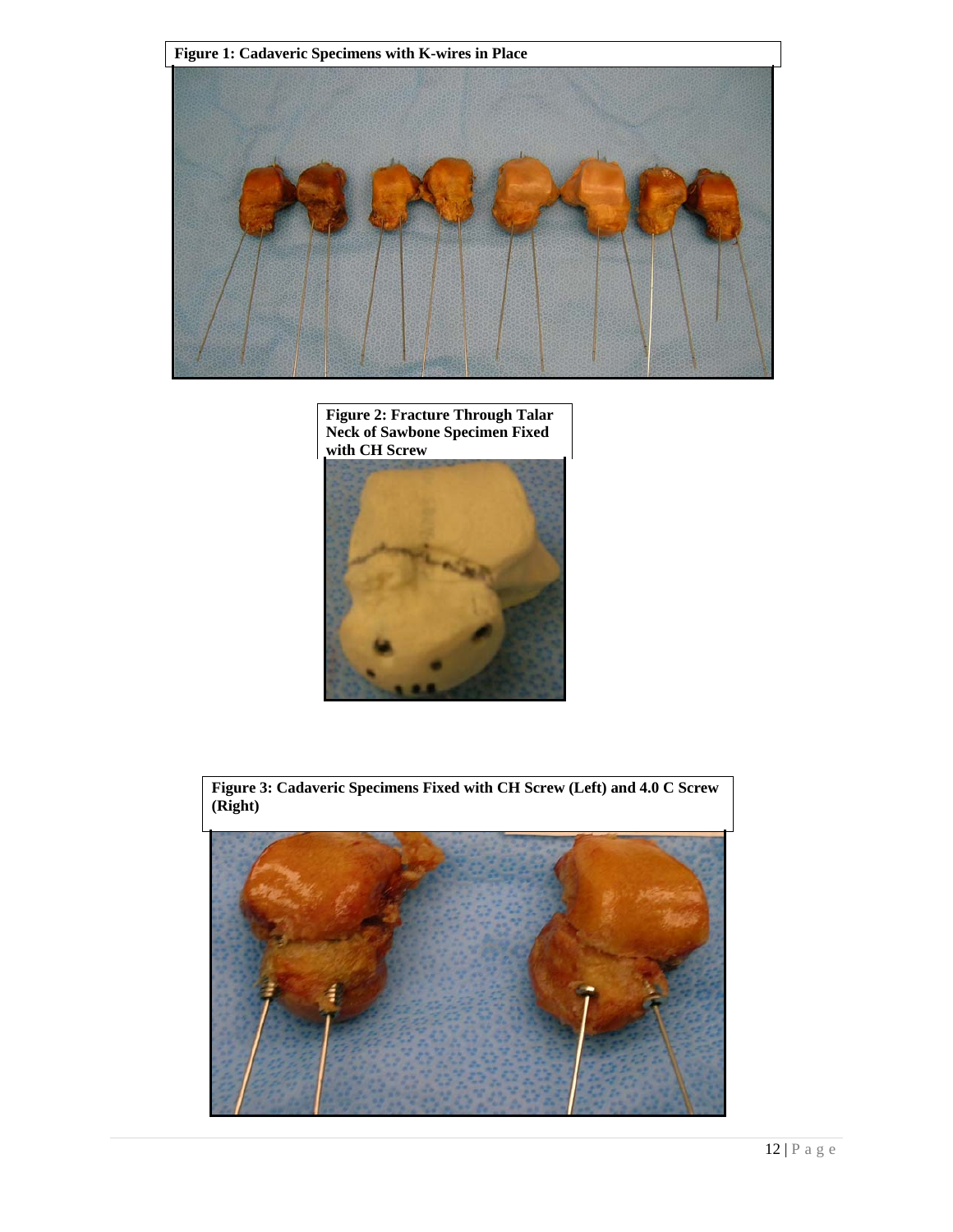**Figure 1: Cadaveric Specimens with K-wires in Place**

**Figure 2: Fracture Through Talar Neck of Sawbone Specimen Fixed with CH Screw**

**Figure 3: Cadaveric Specimens Fixed with CH Screw (Left) and 4.0 C Screw (Right)**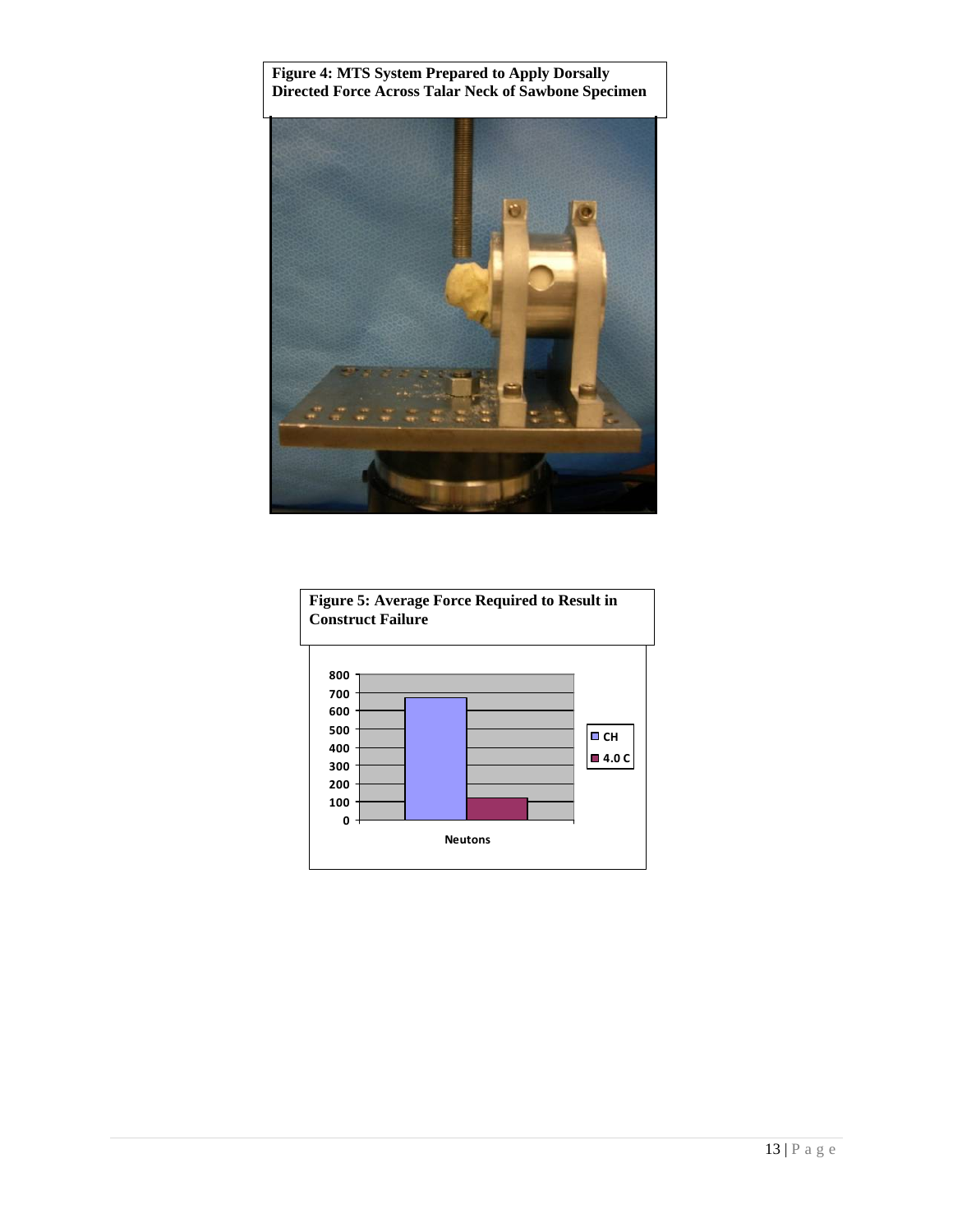**Figure 4: MTS System Prepared to Apply Dorsally Directed Force Across Talar Neck of Sawbone Specimen**

**Figure 5: Average Force Required to Result in Construct Failure**

800
700
600
500
400
300
200
100
0

CH
4.0 C

Neutons